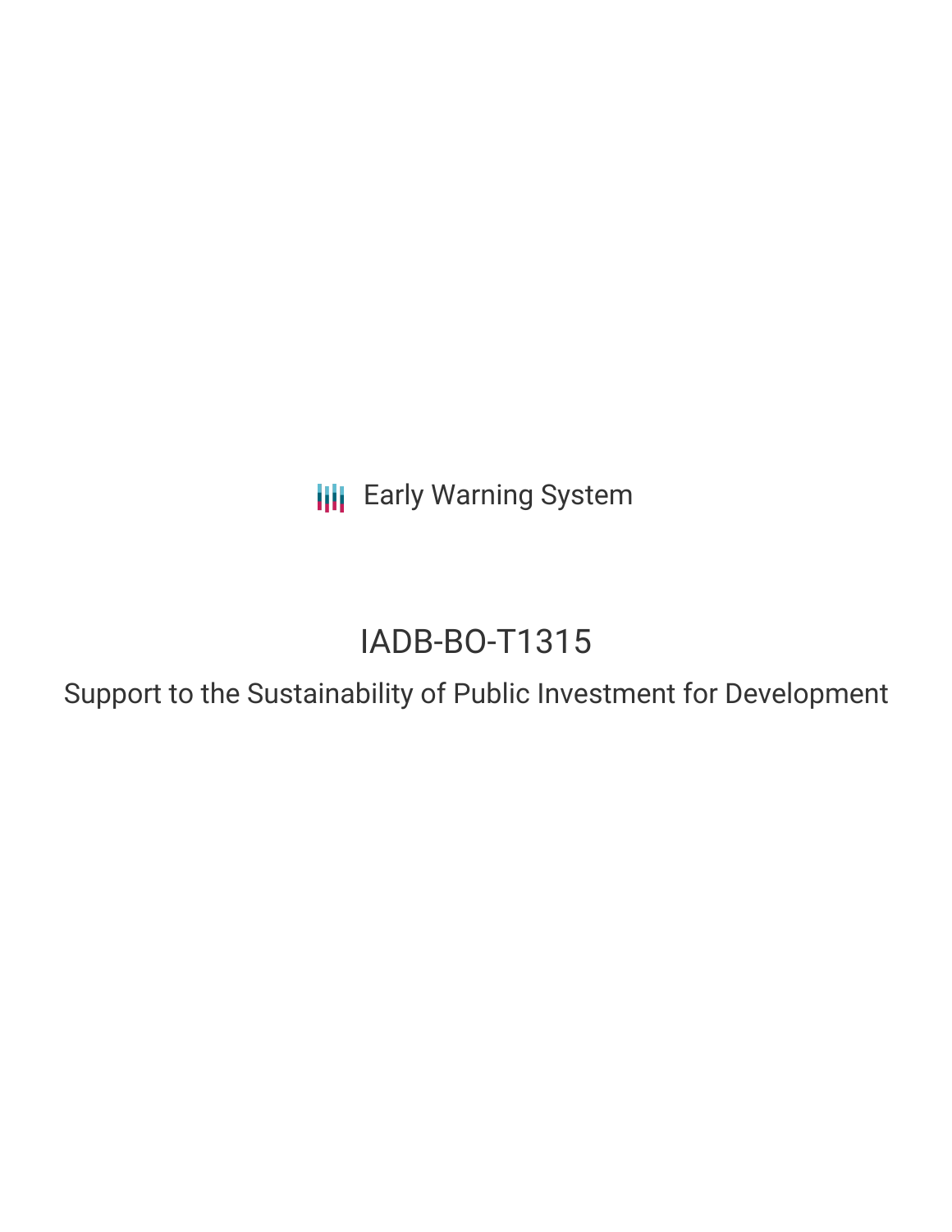Early Warning System

# IADB-BO-T1315

## Support to the Sustainability of Public Investment for Development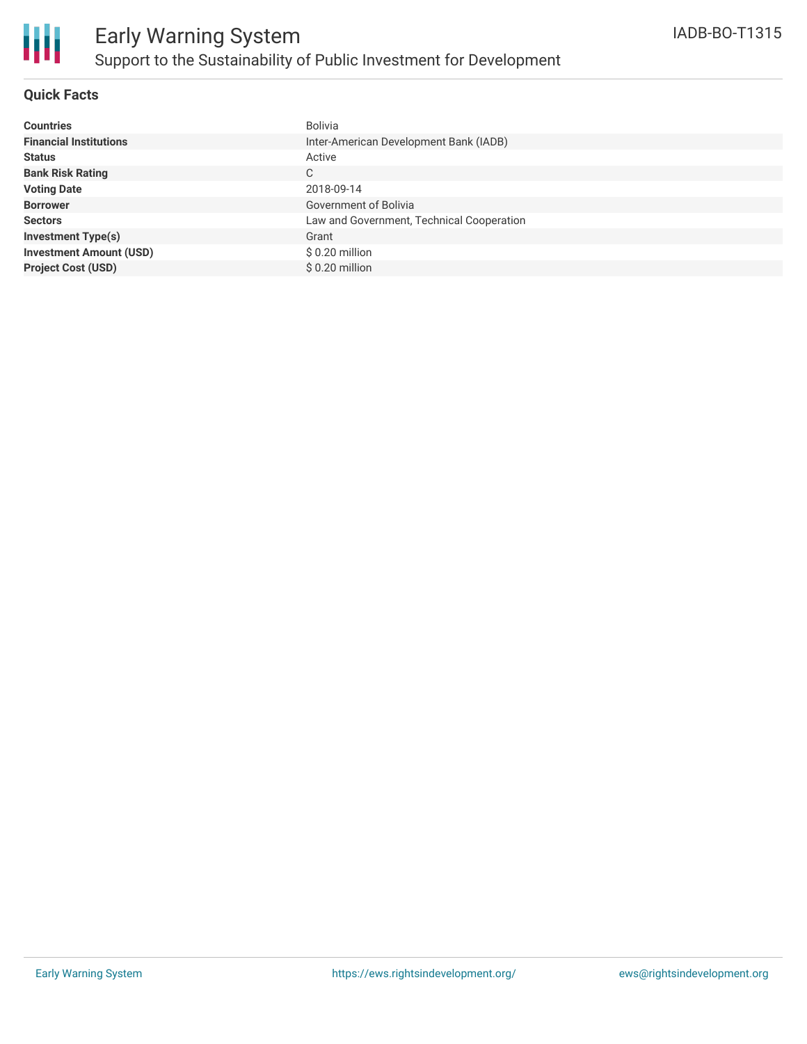# Early Warning System

## Support to the Sustainability of Public Investment for Development

IADB-BO-T1315

### Quick Facts

| | |
|---|---|
| **Countries** | Bolivia |
| **Financial Institutions** | Inter-American Development Bank (IADB) |
| **Status** | Active |
| **Bank Risk Rating** | C |
| **Voting Date** | 2018-09-14 |
| **Borrower** | Government of Bolivia |
| **Sectors** | Law and Government, Technical Cooperation |
| **Investment Type(s)** | Grant |
| **Investment Amount (USD)** | $ 0.20 million |
| **Project Cost (USD)** | $ 0.20 million |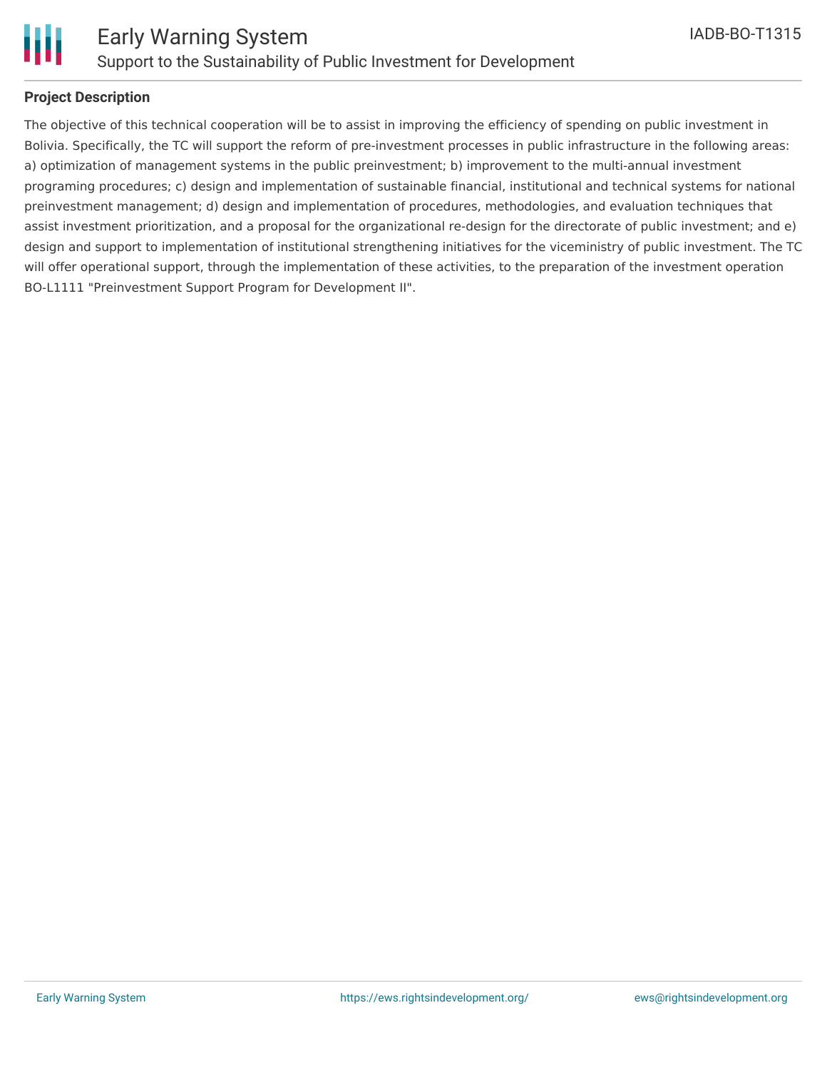## Project Description

The objective of this technical cooperation will be to assist in improving the efficiency of spending on public investment in Bolivia. Specifically, the TC will support the reform of pre-investment processes in public infrastructure in the following areas: a) optimization of management systems in the public preinvestment; b) improvement to the multi-annual investment programing procedures; c) design and implementation of sustainable financial, institutional and technical systems for national preinvestment management; d) design and implementation of procedures, methodologies, and evaluation techniques that assist investment prioritization, and a proposal for the organizational re-design for the directorate of public investment; and e) design and support to implementation of institutional strengthening initiatives for the viceministry of public investment. The TC will offer operational support, through the implementation of these activities, to the preparation of the investment operation BO-L1111 "Preinvestment Support Program for Development II".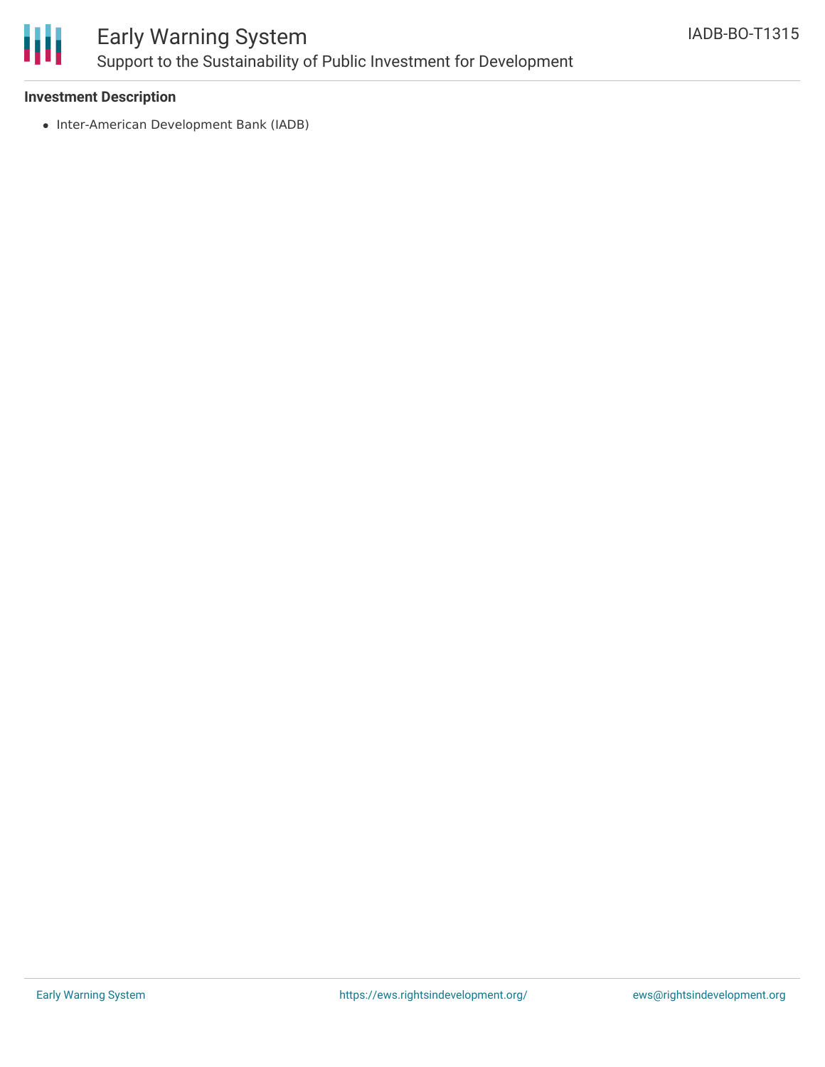**Investment Description**

- Inter-American Development Bank (IADB)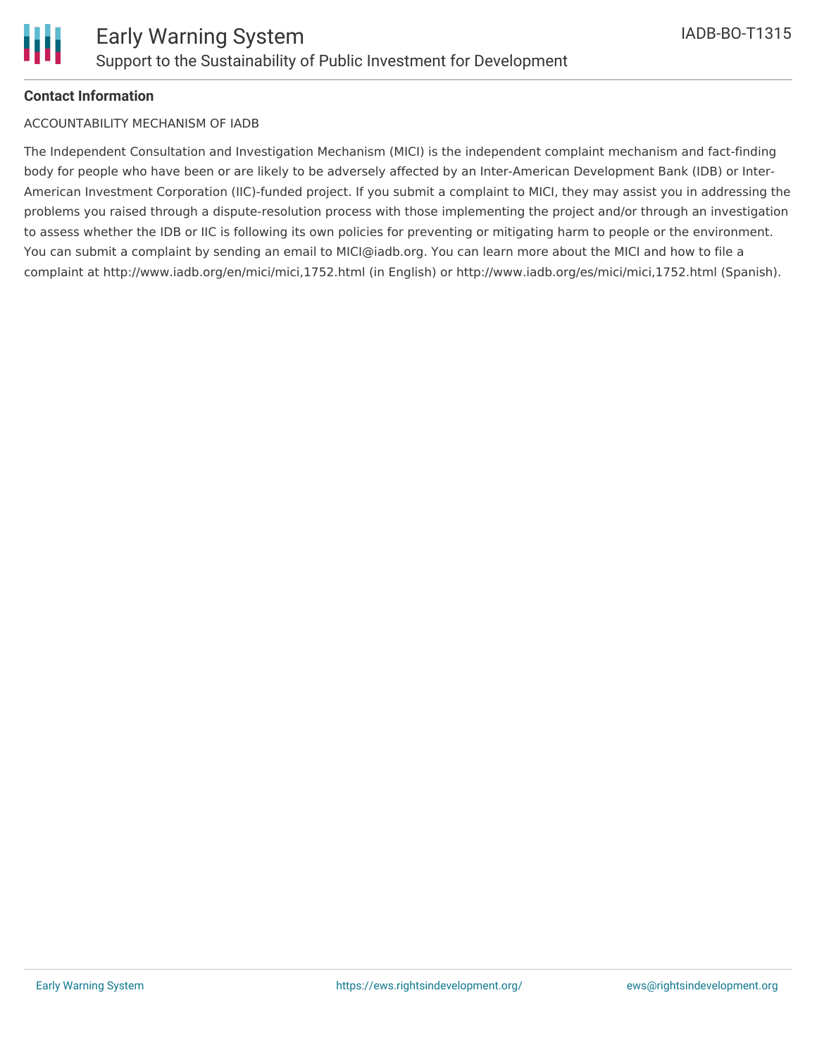**Contact Information**

ACCOUNTABILITY MECHANISM OF IADB

The Independent Consultation and Investigation Mechanism (MICI) is the independent complaint mechanism and fact-finding body for people who have been or are likely to be adversely affected by an Inter-American Development Bank (IDB) or Inter-American Investment Corporation (IIC)-funded project. If you submit a complaint to MICI, they may assist you in addressing the problems you raised through a dispute-resolution process with those implementing the project and/or through an investigation to assess whether the IDB or IIC is following its own policies for preventing or mitigating harm to people or the environment. You can submit a complaint by sending an email to MICI@iadb.org. You can learn more about the MICI and how to file a complaint at http://www.iadb.org/en/mici/mici,1752.html (in English) or http://www.iadb.org/es/mici/mici,1752.html (Spanish).